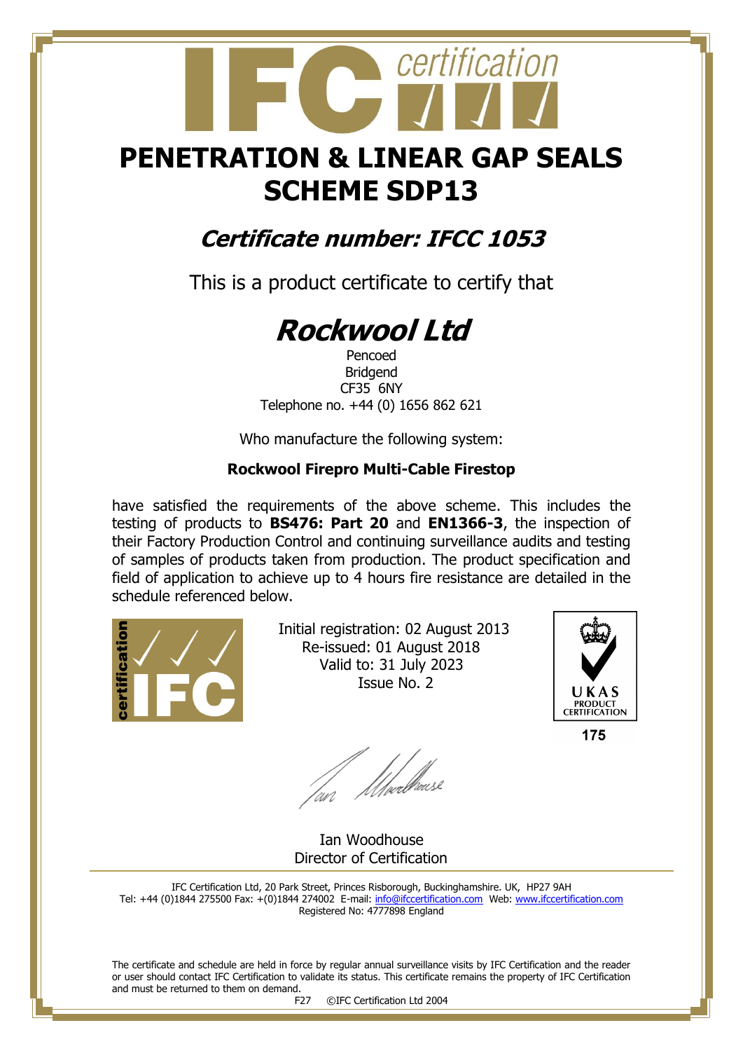# PENETRATION & LINEAR GAP SEALS SCHEME SDP13

## *Certificate number: IFCC 1053*

This is a product certificate to certify that

# *Rockwool Ltd*

Pencoed
Bridgend
CF35 6NY
Telephone no. +44 (0) 1656 862 621

Who manufacture the following system:

**Rockwool Firepro Multi-Cable Firestop**

have satisfied the requirements of the above scheme. This includes the testing of products to **BS476: Part 20** and **EN1366-3**, the inspection of their Factory Production Control and continuing surveillance audits and testing of samples of products taken from production. The product specification and field of application to achieve up to 4 hours fire resistance are detailed in the schedule referenced below.

Initial registration: 02 August 2013
Re-issued: 01 August 2018
Valid to: 31 July 2023
Issue No. 2

UKAS PRODUCT CERTIFICATION
175

Ian Woodhouse
Director of Certification

IFC Certification Ltd, 20 Park Street, Princes Risborough, Buckinghamshire. UK, HP27 9AH
Tel: +44 (0)1844 275500 Fax: +(0)1844 274002 E-mail: info@ifccertification.com Web: www.ifccertification.com
Registered No: 4777898 England

The certificate and schedule are held in force by regular annual surveillance visits by IFC Certification and the reader or user should contact IFC Certification to validate its status. This certificate remains the property of IFC Certification and must be returned to them on demand.

F27 ©IFC Certification Ltd 2004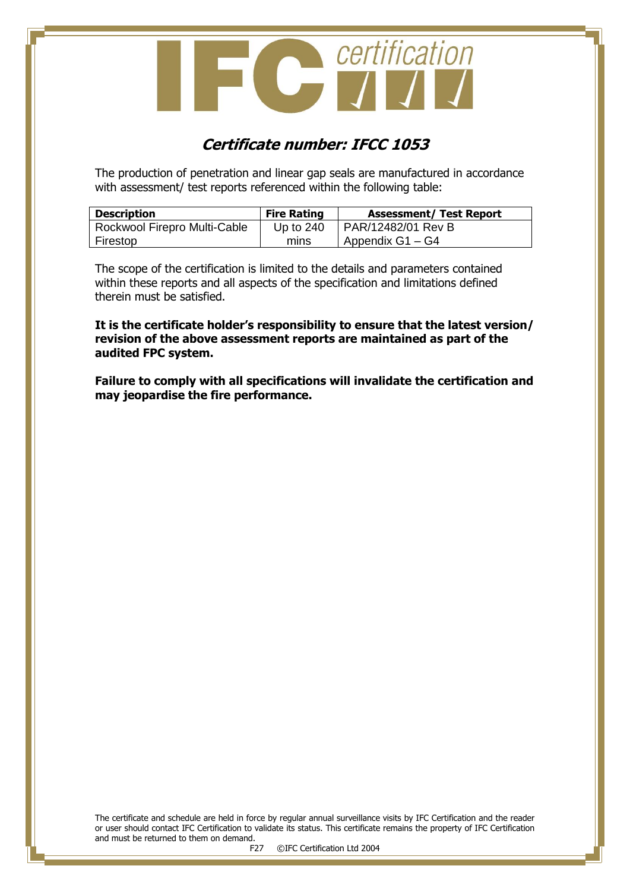## *Certificate number: IFCC 1053*

The production of penetration and linear gap seals are manufactured in accordance with assessment/ test reports referenced within the following table:

| Description | Fire Rating | Assessment/ Test Report |
|---|---|---|
| Rockwool Firepro Multi-Cable Firestop | Up to 240 mins | PAR/12482/01 Rev B Appendix G1 – G4 |

The scope of the certification is limited to the details and parameters contained within these reports and all aspects of the specification and limitations defined therein must be satisfied.

**It is the certificate holder's responsibility to ensure that the latest version/ revision of the above assessment reports are maintained as part of the audited FPC system.**

**Failure to comply with all specifications will invalidate the certification and may jeopardise the fire performance.**

The certificate and schedule are held in force by regular annual surveillance visits by IFC Certification and the reader or user should contact IFC Certification to validate its status. This certificate remains the property of IFC Certification and must be returned to them on demand.

F27 ©IFC Certification Ltd 2004